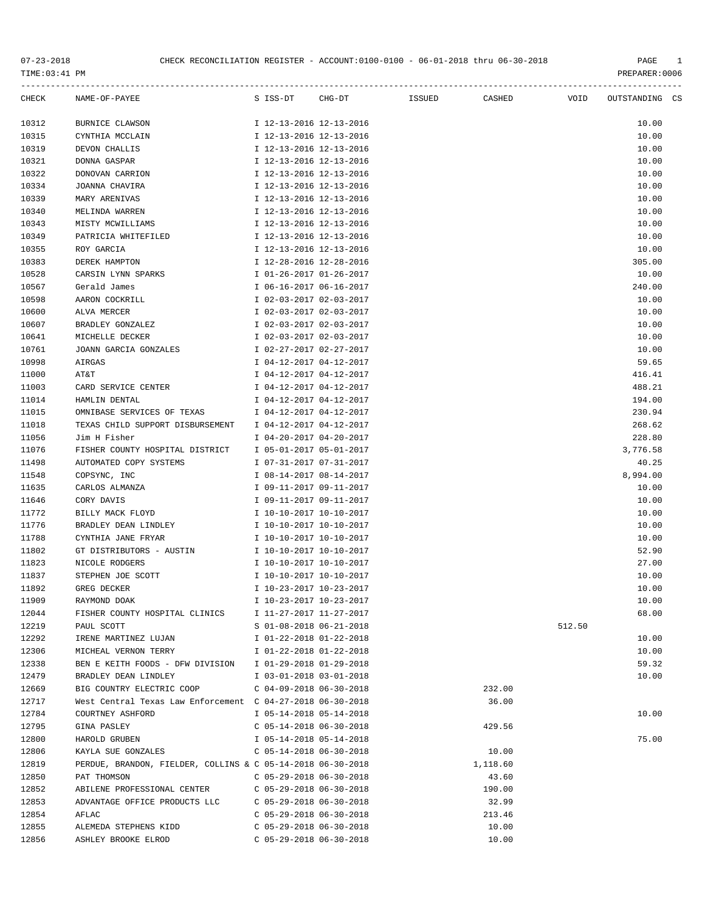CHECK RECONCILIATION REGISTER - ACCOUNT:0100-0100 - 06-01-2018 thru 06-30-2018

| CHECK | NAME-OF-PAYEE | S | ISS-DT | CHG-DT | ISSUED | CASHED | VOID | OUTSTANDING | CS |
|---|---|---|---|---|---|---|---|---|---|
| 10312 | BURNICE CLAWSON | I | 12-13-2016 | 12-13-2016 | | | | 10.00 | |
| 10315 | CYNTHIA MCCLAIN | I | 12-13-2016 | 12-13-2016 | | | | 10.00 | |
| 10319 | DEVON CHALLIS | I | 12-13-2016 | 12-13-2016 | | | | 10.00 | |
| 10321 | DONNA GASPAR | I | 12-13-2016 | 12-13-2016 | | | | 10.00 | |
| 10322 | DONOVAN CARRION | I | 12-13-2016 | 12-13-2016 | | | | 10.00 | |
| 10334 | JOANNA CHAVIRA | I | 12-13-2016 | 12-13-2016 | | | | 10.00 | |
| 10339 | MARY ARENIVAS | I | 12-13-2016 | 12-13-2016 | | | | 10.00 | |
| 10340 | MELINDA WARREN | I | 12-13-2016 | 12-13-2016 | | | | 10.00 | |
| 10343 | MISTY MCWILLIAMS | I | 12-13-2016 | 12-13-2016 | | | | 10.00 | |
| 10349 | PATRICIA WHITEFILED | I | 12-13-2016 | 12-13-2016 | | | | 10.00 | |
| 10355 | ROY GARCIA | I | 12-13-2016 | 12-13-2016 | | | | 10.00 | |
| 10383 | DEREK HAMPTON | I | 12-28-2016 | 12-28-2016 | | | | 305.00 | |
| 10528 | CARSIN LYNN SPARKS | I | 01-26-2017 | 01-26-2017 | | | | 10.00 | |
| 10567 | Gerald James | I | 06-16-2017 | 06-16-2017 | | | | 240.00 | |
| 10598 | AARON COCKRILL | I | 02-03-2017 | 02-03-2017 | | | | 10.00 | |
| 10600 | ALVA MERCER | I | 02-03-2017 | 02-03-2017 | | | | 10.00 | |
| 10607 | BRADLEY GONZALEZ | I | 02-03-2017 | 02-03-2017 | | | | 10.00 | |
| 10641 | MICHELLE DECKER | I | 02-03-2017 | 02-03-2017 | | | | 10.00 | |
| 10761 | JOANN GARCIA GONZALES | I | 02-27-2017 | 02-27-2017 | | | | 10.00 | |
| 10998 | AIRGAS | I | 04-12-2017 | 04-12-2017 | | | | 59.65 | |
| 11000 | AT&T | I | 04-12-2017 | 04-12-2017 | | | | 416.41 | |
| 11003 | CARD SERVICE CENTER | I | 04-12-2017 | 04-12-2017 | | | | 488.21 | |
| 11014 | HAMLIN DENTAL | I | 04-12-2017 | 04-12-2017 | | | | 194.00 | |
| 11015 | OMNIBASE SERVICES OF TEXAS | I | 04-12-2017 | 04-12-2017 | | | | 230.94 | |
| 11018 | TEXAS CHILD SUPPORT DISBURSEMENT | I | 04-12-2017 | 04-12-2017 | | | | 268.62 | |
| 11056 | Jim H Fisher | I | 04-20-2017 | 04-20-2017 | | | | 228.80 | |
| 11076 | FISHER COUNTY HOSPITAL DISTRICT | I | 05-01-2017 | 05-01-2017 | | | | 3,776.58 | |
| 11498 | AUTOMATED COPY SYSTEMS | I | 07-31-2017 | 07-31-2017 | | | | 40.25 | |
| 11548 | COPSYNC, INC | I | 08-14-2017 | 08-14-2017 | | | | 8,994.00 | |
| 11635 | CARLOS ALMANZA | I | 09-11-2017 | 09-11-2017 | | | | 10.00 | |
| 11646 | CORY DAVIS | I | 09-11-2017 | 09-11-2017 | | | | 10.00 | |
| 11772 | BILLY MACK FLOYD | I | 10-10-2017 | 10-10-2017 | | | | 10.00 | |
| 11776 | BRADLEY DEAN LINDLEY | I | 10-10-2017 | 10-10-2017 | | | | 10.00 | |
| 11788 | CYNTHIA JANE FRYAR | I | 10-10-2017 | 10-10-2017 | | | | 10.00 | |
| 11802 | GT DISTRIBUTORS - AUSTIN | I | 10-10-2017 | 10-10-2017 | | | | 52.90 | |
| 11823 | NICOLE RODGERS | I | 10-10-2017 | 10-10-2017 | | | | 27.00 | |
| 11837 | STEPHEN JOE SCOTT | I | 10-10-2017 | 10-10-2017 | | | | 10.00 | |
| 11892 | GREG DECKER | I | 10-23-2017 | 10-23-2017 | | | | 10.00 | |
| 11909 | RAYMOND DOAK | I | 10-23-2017 | 10-23-2017 | | | | 10.00 | |
| 12044 | FISHER COUNTY HOSPITAL CLINICS | I | 11-27-2017 | 11-27-2017 | | | | 68.00 | |
| 12219 | PAUL SCOTT | S | 01-08-2018 | 06-21-2018 | | | 512.50 | | |
| 12292 | IRENE MARTINEZ LUJAN | I | 01-22-2018 | 01-22-2018 | | | | 10.00 | |
| 12306 | MICHEAL VERNON TERRY | I | 01-22-2018 | 01-22-2018 | | | | 10.00 | |
| 12338 | BEN E KEITH FOODS - DFW DIVISION | I | 01-29-2018 | 01-29-2018 | | | | 59.32 | |
| 12479 | BRADLEY DEAN LINDLEY | I | 03-01-2018 | 03-01-2018 | | | | 10.00 | |
| 12669 | BIG COUNTRY ELECTRIC COOP | C | 04-09-2018 | 06-30-2018 | | 232.00 | | | |
| 12717 | West Central Texas Law Enforcement | C | 04-27-2018 | 06-30-2018 | | 36.00 | | | |
| 12784 | COURTNEY ASHFORD | I | 05-14-2018 | 05-14-2018 | | | | 10.00 | |
| 12795 | GINA PASLEY | C | 05-14-2018 | 06-30-2018 | | 429.56 | | | |
| 12800 | HAROLD GRUBEN | I | 05-14-2018 | 05-14-2018 | | | | 75.00 | |
| 12806 | KAYLA SUE GONZALES | C | 05-14-2018 | 06-30-2018 | | 10.00 | | | |
| 12819 | PERDUE, BRANDON, FIELDER, COLLINS & | C | 05-14-2018 | 06-30-2018 | | 1,118.60 | | | |
| 12850 | PAT THOMSON | C | 05-29-2018 | 06-30-2018 | | 43.60 | | | |
| 12852 | ABILENE PROFESSIONAL CENTER | C | 05-29-2018 | 06-30-2018 | | 190.00 | | | |
| 12853 | ADVANTAGE OFFICE PRODUCTS LLC | C | 05-29-2018 | 06-30-2018 | | 32.99 | | | |
| 12854 | AFLAC | C | 05-29-2018 | 06-30-2018 | | 213.46 | | | |
| 12855 | ALEMEDA STEPHENS KIDD | C | 05-29-2018 | 06-30-2018 | | 10.00 | | | |
| 12856 | ASHLEY BROOKE ELROD | C | 05-29-2018 | 06-30-2018 | | 10.00 | | | |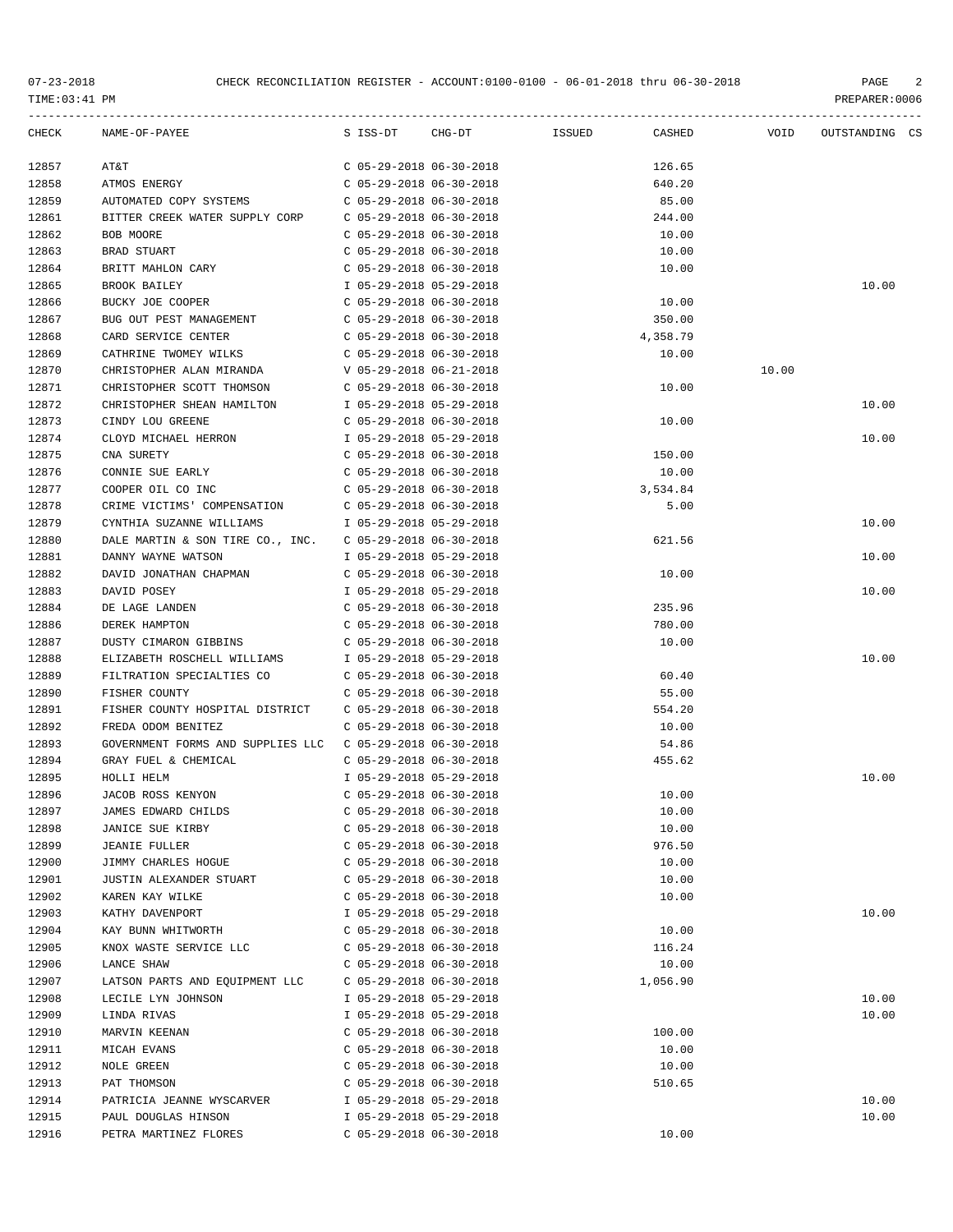CHECK RECONCILIATION REGISTER - ACCOUNT:0100-0100 - 06-01-2018 thru 06-30-2018

| CHECK | NAME-OF-PAYEE | S | ISS-DT | CHG-DT | ISSUED | CASHED | VOID | OUTSTANDING | CS |
|---|---|---|---|---|---|---|---|---|---|
| 12857 | AT&T | C | 05-29-2018 | 06-30-2018 | | 126.65 | | | |
| 12858 | ATMOS ENERGY | C | 05-29-2018 | 06-30-2018 | | 640.20 | | | |
| 12859 | AUTOMATED COPY SYSTEMS | C | 05-29-2018 | 06-30-2018 | | 85.00 | | | |
| 12861 | BITTER CREEK WATER SUPPLY CORP | C | 05-29-2018 | 06-30-2018 | | 244.00 | | | |
| 12862 | BOB MOORE | C | 05-29-2018 | 06-30-2018 | | 10.00 | | | |
| 12863 | BRAD STUART | C | 05-29-2018 | 06-30-2018 | | 10.00 | | | |
| 12864 | BRITT MAHLON CARY | C | 05-29-2018 | 06-30-2018 | | 10.00 | | | |
| 12865 | BROOK BAILEY | I | 05-29-2018 | 05-29-2018 | | | | 10.00 | |
| 12866 | BUCKY JOE COOPER | C | 05-29-2018 | 06-30-2018 | | 10.00 | | | |
| 12867 | BUG OUT PEST MANAGEMENT | C | 05-29-2018 | 06-30-2018 | | 350.00 | | | |
| 12868 | CARD SERVICE CENTER | C | 05-29-2018 | 06-30-2018 | | 4,358.79 | | | |
| 12869 | CATHRINE TWOMEY WILKS | C | 05-29-2018 | 06-30-2018 | | 10.00 | | | |
| 12870 | CHRISTOPHER ALAN MIRANDA | V | 05-29-2018 | 06-21-2018 | | | 10.00 | | |
| 12871 | CHRISTOPHER SCOTT THOMSON | C | 05-29-2018 | 06-30-2018 | | 10.00 | | | |
| 12872 | CHRISTOPHER SHEAN HAMILTON | I | 05-29-2018 | 05-29-2018 | | | | 10.00 | |
| 12873 | CINDY LOU GREENE | C | 05-29-2018 | 06-30-2018 | | 10.00 | | | |
| 12874 | CLOYD MICHAEL HERRON | I | 05-29-2018 | 05-29-2018 | | | | 10.00 | |
| 12875 | CNA SURETY | C | 05-29-2018 | 06-30-2018 | | 150.00 | | | |
| 12876 | CONNIE SUE EARLY | C | 05-29-2018 | 06-30-2018 | | 10.00 | | | |
| 12877 | COOPER OIL CO INC | C | 05-29-2018 | 06-30-2018 | | 3,534.84 | | | |
| 12878 | CRIME VICTIMS' COMPENSATION | C | 05-29-2018 | 06-30-2018 | | 5.00 | | | |
| 12879 | CYNTHIA SUZANNE WILLIAMS | I | 05-29-2018 | 05-29-2018 | | | | 10.00 | |
| 12880 | DALE MARTIN & SON TIRE CO., INC. | C | 05-29-2018 | 06-30-2018 | | 621.56 | | | |
| 12881 | DANNY WAYNE WATSON | I | 05-29-2018 | 05-29-2018 | | | | 10.00 | |
| 12882 | DAVID JONATHAN CHAPMAN | C | 05-29-2018 | 06-30-2018 | | 10.00 | | | |
| 12883 | DAVID POSEY | I | 05-29-2018 | 05-29-2018 | | | | 10.00 | |
| 12884 | DE LAGE LANDEN | C | 05-29-2018 | 06-30-2018 | | 235.96 | | | |
| 12886 | DEREK HAMPTON | C | 05-29-2018 | 06-30-2018 | | 780.00 | | | |
| 12887 | DUSTY CIMARON GIBBINS | C | 05-29-2018 | 06-30-2018 | | 10.00 | | | |
| 12888 | ELIZABETH ROSCHELL WILLIAMS | I | 05-29-2018 | 05-29-2018 | | | | 10.00 | |
| 12889 | FILTRATION SPECIALTIES CO | C | 05-29-2018 | 06-30-2018 | | 60.40 | | | |
| 12890 | FISHER COUNTY | C | 05-29-2018 | 06-30-2018 | | 55.00 | | | |
| 12891 | FISHER COUNTY HOSPITAL DISTRICT | C | 05-29-2018 | 06-30-2018 | | 554.20 | | | |
| 12892 | FREDA ODOM BENITEZ | C | 05-29-2018 | 06-30-2018 | | 10.00 | | | |
| 12893 | GOVERNMENT FORMS AND SUPPLIES LLC | C | 05-29-2018 | 06-30-2018 | | 54.86 | | | |
| 12894 | GRAY FUEL & CHEMICAL | C | 05-29-2018 | 06-30-2018 | | 455.62 | | | |
| 12895 | HOLLI HELM | I | 05-29-2018 | 05-29-2018 | | | | 10.00 | |
| 12896 | JACOB ROSS KENYON | C | 05-29-2018 | 06-30-2018 | | 10.00 | | | |
| 12897 | JAMES EDWARD CHILDS | C | 05-29-2018 | 06-30-2018 | | 10.00 | | | |
| 12898 | JANICE SUE KIRBY | C | 05-29-2018 | 06-30-2018 | | 10.00 | | | |
| 12899 | JEANIE FULLER | C | 05-29-2018 | 06-30-2018 | | 976.50 | | | |
| 12900 | JIMMY CHARLES HOGUE | C | 05-29-2018 | 06-30-2018 | | 10.00 | | | |
| 12901 | JUSTIN ALEXANDER STUART | C | 05-29-2018 | 06-30-2018 | | 10.00 | | | |
| 12902 | KAREN KAY WILKE | C | 05-29-2018 | 06-30-2018 | | 10.00 | | | |
| 12903 | KATHY DAVENPORT | I | 05-29-2018 | 05-29-2018 | | | | 10.00 | |
| 12904 | KAY BUNN WHITWORTH | C | 05-29-2018 | 06-30-2018 | | 10.00 | | | |
| 12905 | KNOX WASTE SERVICE LLC | C | 05-29-2018 | 06-30-2018 | | 116.24 | | | |
| 12906 | LANCE SHAW | C | 05-29-2018 | 06-30-2018 | | 10.00 | | | |
| 12907 | LATSON PARTS AND EQUIPMENT LLC | C | 05-29-2018 | 06-30-2018 | | 1,056.90 | | | |
| 12908 | LECILE LYN JOHNSON | I | 05-29-2018 | 05-29-2018 | | | | 10.00 | |
| 12909 | LINDA RIVAS | I | 05-29-2018 | 05-29-2018 | | | | 10.00 | |
| 12910 | MARVIN KEENAN | C | 05-29-2018 | 06-30-2018 | | 100.00 | | | |
| 12911 | MICAH EVANS | C | 05-29-2018 | 06-30-2018 | | 10.00 | | | |
| 12912 | NOLE GREEN | C | 05-29-2018 | 06-30-2018 | | 10.00 | | | |
| 12913 | PAT THOMSON | C | 05-29-2018 | 06-30-2018 | | 510.65 | | | |
| 12914 | PATRICIA JEANNE WYSCARVER | I | 05-29-2018 | 05-29-2018 | | | | 10.00 | |
| 12915 | PAUL DOUGLAS HINSON | I | 05-29-2018 | 05-29-2018 | | | | 10.00 | |
| 12916 | PETRA MARTINEZ FLORES | C | 05-29-2018 | 06-30-2018 | | 10.00 | | | |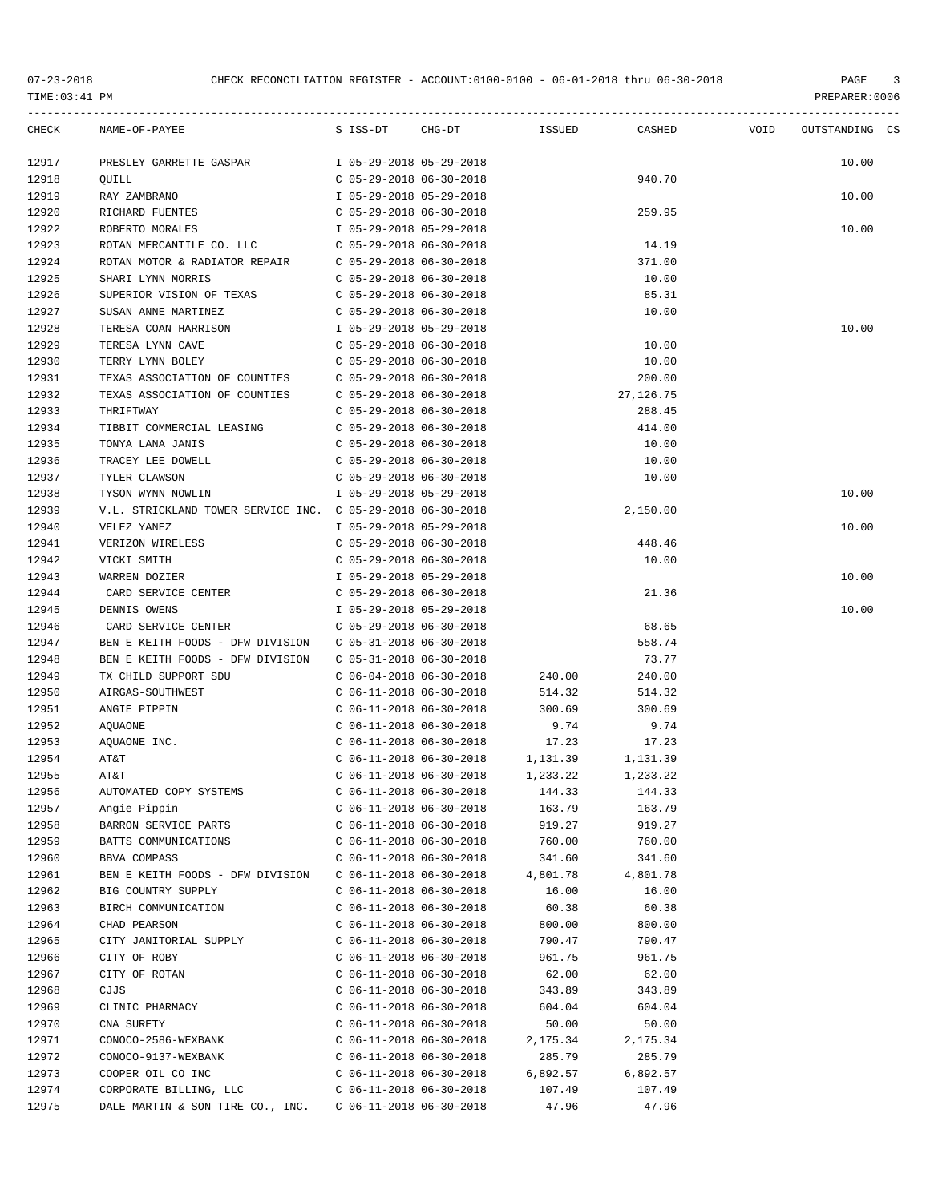07-23-2018 CHECK RECONCILIATION REGISTER - ACCOUNT:0100-0100 - 06-01-2018 thru 06-30-2018

TIME:03:41 PM PREPARER:0006

| CHECK | NAME-OF-PAYEE | S | ISS-DT | CHG-DT | ISSUED | CASHED | VOID | OUTSTANDING | CS |
|---|---|---|---|---|---|---|---|---|---|
| 12917 | PRESLEY GARRETTE GASPAR | I | 05-29-2018 | 05-29-2018 | | | | 10.00 | |
| 12918 | QUILL | C | 05-29-2018 | 06-30-2018 | | 940.70 | | | |
| 12919 | RAY ZAMBRANO | I | 05-29-2018 | 05-29-2018 | | | | 10.00 | |
| 12920 | RICHARD FUENTES | C | 05-29-2018 | 06-30-2018 | | 259.95 | | | |
| 12922 | ROBERTO MORALES | I | 05-29-2018 | 05-29-2018 | | | | 10.00 | |
| 12923 | ROTAN MERCANTILE CO. LLC | C | 05-29-2018 | 06-30-2018 | | 14.19 | | | |
| 12924 | ROTAN MOTOR & RADIATOR REPAIR | C | 05-29-2018 | 06-30-2018 | | 371.00 | | | |
| 12925 | SHARI LYNN MORRIS | C | 05-29-2018 | 06-30-2018 | | 10.00 | | | |
| 12926 | SUPERIOR VISION OF TEXAS | C | 05-29-2018 | 06-30-2018 | | 85.31 | | | |
| 12927 | SUSAN ANNE MARTINEZ | C | 05-29-2018 | 06-30-2018 | | 10.00 | | | |
| 12928 | TERESA COAN HARRISON | I | 05-29-2018 | 05-29-2018 | | | | 10.00 | |
| 12929 | TERESA LYNN CAVE | C | 05-29-2018 | 06-30-2018 | | 10.00 | | | |
| 12930 | TERRY LYNN BOLEY | C | 05-29-2018 | 06-30-2018 | | 10.00 | | | |
| 12931 | TEXAS ASSOCIATION OF COUNTIES | C | 05-29-2018 | 06-30-2018 | | 200.00 | | | |
| 12932 | TEXAS ASSOCIATION OF COUNTIES | C | 05-29-2018 | 06-30-2018 | | 27,126.75 | | | |
| 12933 | THRIFTWAY | C | 05-29-2018 | 06-30-2018 | | 288.45 | | | |
| 12934 | TIBBIT COMMERCIAL LEASING | C | 05-29-2018 | 06-30-2018 | | 414.00 | | | |
| 12935 | TONYA LANA JANIS | C | 05-29-2018 | 06-30-2018 | | 10.00 | | | |
| 12936 | TRACEY LEE DOWELL | C | 05-29-2018 | 06-30-2018 | | 10.00 | | | |
| 12937 | TYLER CLAWSON | C | 05-29-2018 | 06-30-2018 | | 10.00 | | | |
| 12938 | TYSON WYNN NOWLIN | I | 05-29-2018 | 05-29-2018 | | | | 10.00 | |
| 12939 | V.L. STRICKLAND TOWER SERVICE INC. | C | 05-29-2018 | 06-30-2018 | | 2,150.00 | | | |
| 12940 | VELEZ YANEZ | I | 05-29-2018 | 05-29-2018 | | | | 10.00 | |
| 12941 | VERIZON WIRELESS | C | 05-29-2018 | 06-30-2018 | | 448.46 | | | |
| 12942 | VICKI SMITH | C | 05-29-2018 | 06-30-2018 | | 10.00 | | | |
| 12943 | WARREN DOZIER | I | 05-29-2018 | 05-29-2018 | | | | 10.00 | |
| 12944 | CARD SERVICE CENTER | C | 05-29-2018 | 06-30-2018 | | 21.36 | | | |
| 12945 | DENNIS OWENS | I | 05-29-2018 | 05-29-2018 | | | | 10.00 | |
| 12946 | CARD SERVICE CENTER | C | 05-29-2018 | 06-30-2018 | | 68.65 | | | |
| 12947 | BEN E KEITH FOODS - DFW DIVISION | C | 05-31-2018 | 06-30-2018 | | 558.74 | | | |
| 12948 | BEN E KEITH FOODS - DFW DIVISION | C | 05-31-2018 | 06-30-2018 | | 73.77 | | | |
| 12949 | TX CHILD SUPPORT SDU | C | 06-04-2018 | 06-30-2018 | 240.00 | 240.00 | | | |
| 12950 | AIRGAS-SOUTHWEST | C | 06-11-2018 | 06-30-2018 | 514.32 | 514.32 | | | |
| 12951 | ANGIE PIPPIN | C | 06-11-2018 | 06-30-2018 | 300.69 | 300.69 | | | |
| 12952 | AQUAONE | C | 06-11-2018 | 06-30-2018 | 9.74 | 9.74 | | | |
| 12953 | AQUAONE INC. | C | 06-11-2018 | 06-30-2018 | 17.23 | 17.23 | | | |
| 12954 | AT&T | C | 06-11-2018 | 06-30-2018 | 1,131.39 | 1,131.39 | | | |
| 12955 | AT&T | C | 06-11-2018 | 06-30-2018 | 1,233.22 | 1,233.22 | | | |
| 12956 | AUTOMATED COPY SYSTEMS | C | 06-11-2018 | 06-30-2018 | 144.33 | 144.33 | | | |
| 12957 | Angie Pippin | C | 06-11-2018 | 06-30-2018 | 163.79 | 163.79 | | | |
| 12958 | BARRON SERVICE PARTS | C | 06-11-2018 | 06-30-2018 | 919.27 | 919.27 | | | |
| 12959 | BATTS COMMUNICATIONS | C | 06-11-2018 | 06-30-2018 | 760.00 | 760.00 | | | |
| 12960 | BBVA COMPASS | C | 06-11-2018 | 06-30-2018 | 341.60 | 341.60 | | | |
| 12961 | BEN E KEITH FOODS - DFW DIVISION | C | 06-11-2018 | 06-30-2018 | 4,801.78 | 4,801.78 | | | |
| 12962 | BIG COUNTRY SUPPLY | C | 06-11-2018 | 06-30-2018 | 16.00 | 16.00 | | | |
| 12963 | BIRCH COMMUNICATION | C | 06-11-2018 | 06-30-2018 | 60.38 | 60.38 | | | |
| 12964 | CHAD PEARSON | C | 06-11-2018 | 06-30-2018 | 800.00 | 800.00 | | | |
| 12965 | CITY JANITORIAL SUPPLY | C | 06-11-2018 | 06-30-2018 | 790.47 | 790.47 | | | |
| 12966 | CITY OF ROBY | C | 06-11-2018 | 06-30-2018 | 961.75 | 961.75 | | | |
| 12967 | CITY OF ROTAN | C | 06-11-2018 | 06-30-2018 | 62.00 | 62.00 | | | |
| 12968 | CJJS | C | 06-11-2018 | 06-30-2018 | 343.89 | 343.89 | | | |
| 12969 | CLINIC PHARMACY | C | 06-11-2018 | 06-30-2018 | 604.04 | 604.04 | | | |
| 12970 | CNA SURETY | C | 06-11-2018 | 06-30-2018 | 50.00 | 50.00 | | | |
| 12971 | CONOCO-2586-WEXBANK | C | 06-11-2018 | 06-30-2018 | 2,175.34 | 2,175.34 | | | |
| 12972 | CONOCO-9137-WEXBANK | C | 06-11-2018 | 06-30-2018 | 285.79 | 285.79 | | | |
| 12973 | COOPER OIL CO INC | C | 06-11-2018 | 06-30-2018 | 6,892.57 | 6,892.57 | | | |
| 12974 | CORPORATE BILLING, LLC | C | 06-11-2018 | 06-30-2018 | 107.49 | 107.49 | | | |
| 12975 | DALE MARTIN & SON TIRE CO., INC. | C | 06-11-2018 | 06-30-2018 | 47.96 | 47.96 | | | |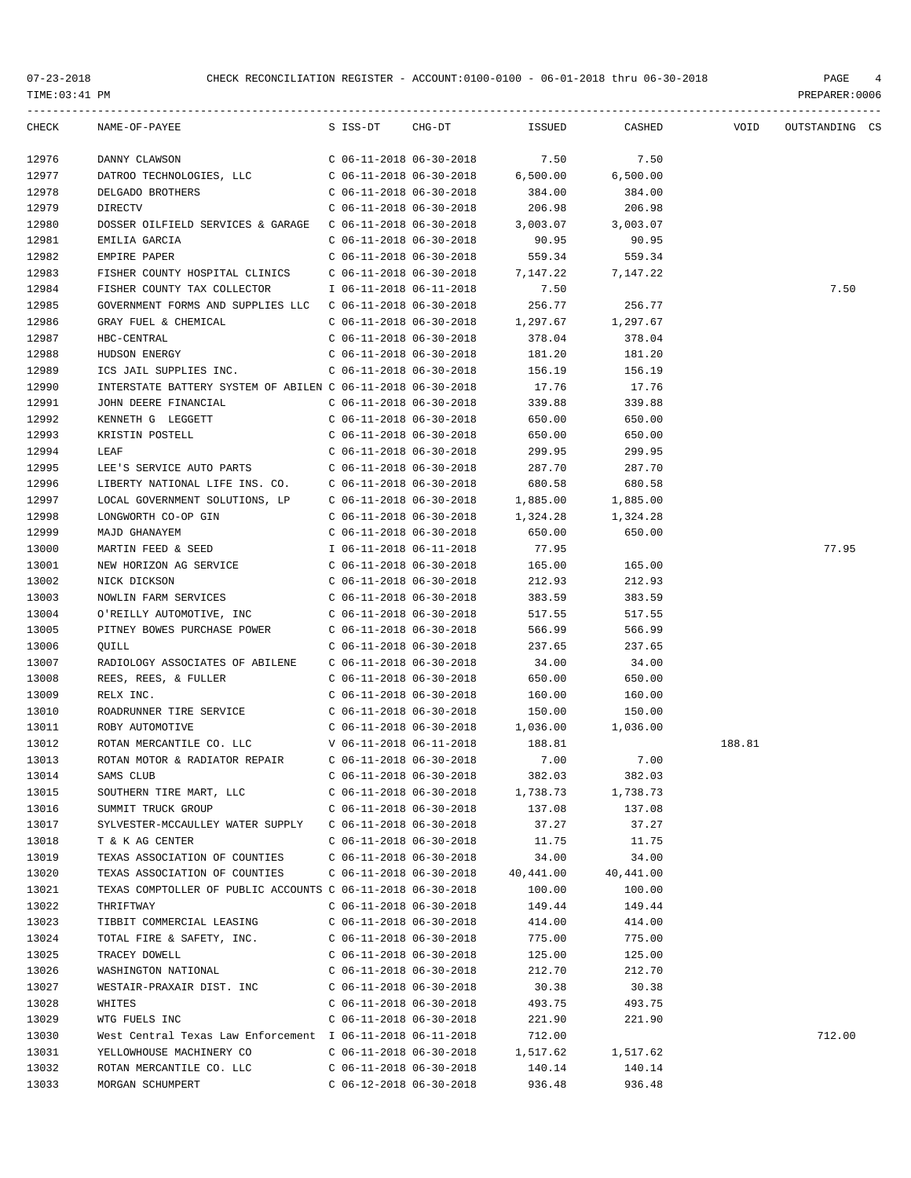CHECK RECONCILIATION REGISTER - ACCOUNT:0100-0100 - 06-01-2018 thru 06-30-2018

| CHECK | NAME-OF-PAYEE | S | ISS-DT | CHG-DT | ISSUED | CASHED | VOID | OUTSTANDING | CS |
|---|---|---|---|---|---|---|---|---|---|
| 12976 | DANNY CLAWSON | C | 06-11-2018 | 06-30-2018 | 7.50 | 7.50 | | | |
| 12977 | DATROO TECHNOLOGIES, LLC | C | 06-11-2018 | 06-30-2018 | 6,500.00 | 6,500.00 | | | |
| 12978 | DELGADO BROTHERS | C | 06-11-2018 | 06-30-2018 | 384.00 | 384.00 | | | |
| 12979 | DIRECTV | C | 06-11-2018 | 06-30-2018 | 206.98 | 206.98 | | | |
| 12980 | DOSSER OILFIELD SERVICES & GARAGE | C | 06-11-2018 | 06-30-2018 | 3,003.07 | 3,003.07 | | | |
| 12981 | EMILIA GARCIA | C | 06-11-2018 | 06-30-2018 | 90.95 | 90.95 | | | |
| 12982 | EMPIRE PAPER | C | 06-11-2018 | 06-30-2018 | 559.34 | 559.34 | | | |
| 12983 | FISHER COUNTY HOSPITAL CLINICS | C | 06-11-2018 | 06-30-2018 | 7,147.22 | 7,147.22 | | | |
| 12984 | FISHER COUNTY TAX COLLECTOR | I | 06-11-2018 | 06-11-2018 | 7.50 | | | 7.50 | |
| 12985 | GOVERNMENT FORMS AND SUPPLIES LLC | C | 06-11-2018 | 06-30-2018 | 256.77 | 256.77 | | | |
| 12986 | GRAY FUEL & CHEMICAL | C | 06-11-2018 | 06-30-2018 | 1,297.67 | 1,297.67 | | | |
| 12987 | HBC-CENTRAL | C | 06-11-2018 | 06-30-2018 | 378.04 | 378.04 | | | |
| 12988 | HUDSON ENERGY | C | 06-11-2018 | 06-30-2018 | 181.20 | 181.20 | | | |
| 12989 | ICS JAIL SUPPLIES INC. | C | 06-11-2018 | 06-30-2018 | 156.19 | 156.19 | | | |
| 12990 | INTERSTATE BATTERY SYSTEM OF ABILEN | C | 06-11-2018 | 06-30-2018 | 17.76 | 17.76 | | | |
| 12991 | JOHN DEERE FINANCIAL | C | 06-11-2018 | 06-30-2018 | 339.88 | 339.88 | | | |
| 12992 | KENNETH G LEGGETT | C | 06-11-2018 | 06-30-2018 | 650.00 | 650.00 | | | |
| 12993 | KRISTIN POSTELL | C | 06-11-2018 | 06-30-2018 | 650.00 | 650.00 | | | |
| 12994 | LEAF | C | 06-11-2018 | 06-30-2018 | 299.95 | 299.95 | | | |
| 12995 | LEE'S SERVICE AUTO PARTS | C | 06-11-2018 | 06-30-2018 | 287.70 | 287.70 | | | |
| 12996 | LIBERTY NATIONAL LIFE INS. CO. | C | 06-11-2018 | 06-30-2018 | 680.58 | 680.58 | | | |
| 12997 | LOCAL GOVERNMENT SOLUTIONS, LP | C | 06-11-2018 | 06-30-2018 | 1,885.00 | 1,885.00 | | | |
| 12998 | LONGWORTH CO-OP GIN | C | 06-11-2018 | 06-30-2018 | 1,324.28 | 1,324.28 | | | |
| 12999 | MAJD GHANAYEM | C | 06-11-2018 | 06-30-2018 | 650.00 | 650.00 | | | |
| 13000 | MARTIN FEED & SEED | I | 06-11-2018 | 06-11-2018 | 77.95 | | | 77.95 | |
| 13001 | NEW HORIZON AG SERVICE | C | 06-11-2018 | 06-30-2018 | 165.00 | 165.00 | | | |
| 13002 | NICK DICKSON | C | 06-11-2018 | 06-30-2018 | 212.93 | 212.93 | | | |
| 13003 | NOWLIN FARM SERVICES | C | 06-11-2018 | 06-30-2018 | 383.59 | 383.59 | | | |
| 13004 | O'REILLY AUTOMOTIVE, INC | C | 06-11-2018 | 06-30-2018 | 517.55 | 517.55 | | | |
| 13005 | PITNEY BOWES PURCHASE POWER | C | 06-11-2018 | 06-30-2018 | 566.99 | 566.99 | | | |
| 13006 | QUILL | C | 06-11-2018 | 06-30-2018 | 237.65 | 237.65 | | | |
| 13007 | RADIOLOGY ASSOCIATES OF ABILENE | C | 06-11-2018 | 06-30-2018 | 34.00 | 34.00 | | | |
| 13008 | REES, REES, & FULLER | C | 06-11-2018 | 06-30-2018 | 650.00 | 650.00 | | | |
| 13009 | RELX INC. | C | 06-11-2018 | 06-30-2018 | 160.00 | 160.00 | | | |
| 13010 | ROADRUNNER TIRE SERVICE | C | 06-11-2018 | 06-30-2018 | 150.00 | 150.00 | | | |
| 13011 | ROBY AUTOMOTIVE | C | 06-11-2018 | 06-30-2018 | 1,036.00 | 1,036.00 | | | |
| 13012 | ROTAN MERCANTILE CO. LLC | V | 06-11-2018 | 06-11-2018 | 188.81 | | 188.81 | | |
| 13013 | ROTAN MOTOR & RADIATOR REPAIR | C | 06-11-2018 | 06-30-2018 | 7.00 | 7.00 | | | |
| 13014 | SAMS CLUB | C | 06-11-2018 | 06-30-2018 | 382.03 | 382.03 | | | |
| 13015 | SOUTHERN TIRE MART, LLC | C | 06-11-2018 | 06-30-2018 | 1,738.73 | 1,738.73 | | | |
| 13016 | SUMMIT TRUCK GROUP | C | 06-11-2018 | 06-30-2018 | 137.08 | 137.08 | | | |
| 13017 | SYLVESTER-MCCAULLEY WATER SUPPLY | C | 06-11-2018 | 06-30-2018 | 37.27 | 37.27 | | | |
| 13018 | T & K AG CENTER | C | 06-11-2018 | 06-30-2018 | 11.75 | 11.75 | | | |
| 13019 | TEXAS ASSOCIATION OF COUNTIES | C | 06-11-2018 | 06-30-2018 | 34.00 | 34.00 | | | |
| 13020 | TEXAS ASSOCIATION OF COUNTIES | C | 06-11-2018 | 06-30-2018 | 40,441.00 | 40,441.00 | | | |
| 13021 | TEXAS COMPTOLLER OF PUBLIC ACCOUNTS | C | 06-11-2018 | 06-30-2018 | 100.00 | 100.00 | | | |
| 13022 | THRIFTWAY | C | 06-11-2018 | 06-30-2018 | 149.44 | 149.44 | | | |
| 13023 | TIBBIT COMMERCIAL LEASING | C | 06-11-2018 | 06-30-2018 | 414.00 | 414.00 | | | |
| 13024 | TOTAL FIRE & SAFETY, INC. | C | 06-11-2018 | 06-30-2018 | 775.00 | 775.00 | | | |
| 13025 | TRACEY DOWELL | C | 06-11-2018 | 06-30-2018 | 125.00 | 125.00 | | | |
| 13026 | WASHINGTON NATIONAL | C | 06-11-2018 | 06-30-2018 | 212.70 | 212.70 | | | |
| 13027 | WESTAIR-PRAXAIR DIST. INC | C | 06-11-2018 | 06-30-2018 | 30.38 | 30.38 | | | |
| 13028 | WHITES | C | 06-11-2018 | 06-30-2018 | 493.75 | 493.75 | | | |
| 13029 | WTG FUELS INC | C | 06-11-2018 | 06-30-2018 | 221.90 | 221.90 | | | |
| 13030 | West Central Texas Law Enforcement | I | 06-11-2018 | 06-11-2018 | 712.00 | | | 712.00 | |
| 13031 | YELLOWHOUSE MACHINERY CO | C | 06-11-2018 | 06-30-2018 | 1,517.62 | 1,517.62 | | | |
| 13032 | ROTAN MERCANTILE CO. LLC | C | 06-11-2018 | 06-30-2018 | 140.14 | 140.14 | | | |
| 13033 | MORGAN SCHUMPERT | C | 06-12-2018 | 06-30-2018 | 936.48 | 936.48 | | | |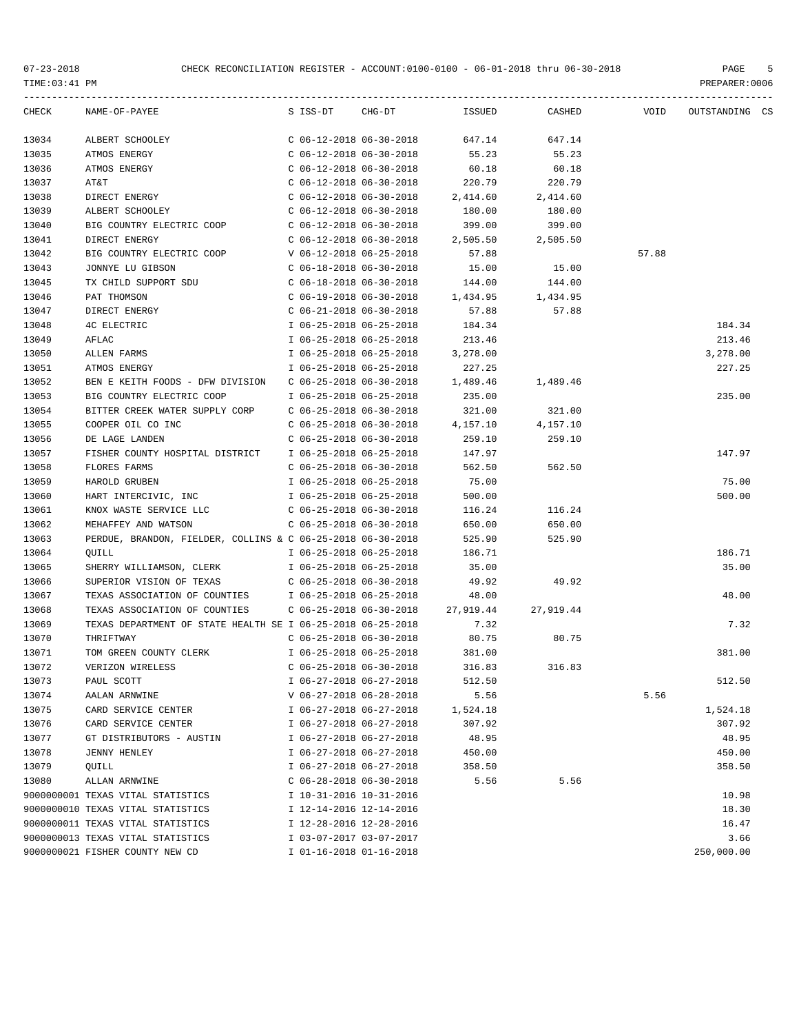CHECK RECONCILIATION REGISTER - ACCOUNT:0100-0100 - 06-01-2018 thru 06-30-2018

| CHECK | NAME-OF-PAYEE | S | ISS-DT | CHG-DT | ISSUED | CASHED | VOID | OUTSTANDING | CS |
|---|---|---|---|---|---|---|---|---|---|
| 13034 | ALBERT SCHOOLEY | C | 06-12-2018 | 06-30-2018 | 647.14 | 647.14 | | | |
| 13035 | ATMOS ENERGY | C | 06-12-2018 | 06-30-2018 | 55.23 | 55.23 | | | |
| 13036 | ATMOS ENERGY | C | 06-12-2018 | 06-30-2018 | 60.18 | 60.18 | | | |
| 13037 | AT&T | C | 06-12-2018 | 06-30-2018 | 220.79 | 220.79 | | | |
| 13038 | DIRECT ENERGY | C | 06-12-2018 | 06-30-2018 | 2,414.60 | 2,414.60 | | | |
| 13039 | ALBERT SCHOOLEY | C | 06-12-2018 | 06-30-2018 | 180.00 | 180.00 | | | |
| 13040 | BIG COUNTRY ELECTRIC COOP | C | 06-12-2018 | 06-30-2018 | 399.00 | 399.00 | | | |
| 13041 | DIRECT ENERGY | C | 06-12-2018 | 06-30-2018 | 2,505.50 | 2,505.50 | | | |
| 13042 | BIG COUNTRY ELECTRIC COOP | V | 06-12-2018 | 06-25-2018 | 57.88 | | 57.88 | | |
| 13043 | JONNYE LU GIBSON | C | 06-18-2018 | 06-30-2018 | 15.00 | 15.00 | | | |
| 13045 | TX CHILD SUPPORT SDU | C | 06-18-2018 | 06-30-2018 | 144.00 | 144.00 | | | |
| 13046 | PAT THOMSON | C | 06-19-2018 | 06-30-2018 | 1,434.95 | 1,434.95 | | | |
| 13047 | DIRECT ENERGY | C | 06-21-2018 | 06-30-2018 | 57.88 | 57.88 | | | |
| 13048 | 4C ELECTRIC | I | 06-25-2018 | 06-25-2018 | 184.34 | | | 184.34 | |
| 13049 | AFLAC | I | 06-25-2018 | 06-25-2018 | 213.46 | | | 213.46 | |
| 13050 | ALLEN FARMS | I | 06-25-2018 | 06-25-2018 | 3,278.00 | | | 3,278.00 | |
| 13051 | ATMOS ENERGY | I | 06-25-2018 | 06-25-2018 | 227.25 | | | 227.25 | |
| 13052 | BEN E KEITH FOODS - DFW DIVISION | C | 06-25-2018 | 06-30-2018 | 1,489.46 | 1,489.46 | | | |
| 13053 | BIG COUNTRY ELECTRIC COOP | I | 06-25-2018 | 06-25-2018 | 235.00 | | | 235.00 | |
| 13054 | BITTER CREEK WATER SUPPLY CORP | C | 06-25-2018 | 06-30-2018 | 321.00 | 321.00 | | | |
| 13055 | COOPER OIL CO INC | C | 06-25-2018 | 06-30-2018 | 4,157.10 | 4,157.10 | | | |
| 13056 | DE LAGE LANDEN | C | 06-25-2018 | 06-30-2018 | 259.10 | 259.10 | | | |
| 13057 | FISHER COUNTY HOSPITAL DISTRICT | I | 06-25-2018 | 06-25-2018 | 147.97 | | | 147.97 | |
| 13058 | FLORES FARMS | C | 06-25-2018 | 06-30-2018 | 562.50 | 562.50 | | | |
| 13059 | HAROLD GRUBEN | I | 06-25-2018 | 06-25-2018 | 75.00 | | | 75.00 | |
| 13060 | HART INTERCIVIC, INC | I | 06-25-2018 | 06-25-2018 | 500.00 | | | 500.00 | |
| 13061 | KNOX WASTE SERVICE LLC | C | 06-25-2018 | 06-30-2018 | 116.24 | 116.24 | | | |
| 13062 | MEHAFFEY AND WATSON | C | 06-25-2018 | 06-30-2018 | 650.00 | 650.00 | | | |
| 13063 | PERDUE, BRANDON, FIELDER, COLLINS & | C | 06-25-2018 | 06-30-2018 | 525.90 | 525.90 | | | |
| 13064 | QUILL | I | 06-25-2018 | 06-25-2018 | 186.71 | | | 186.71 | |
| 13065 | SHERRY WILLIAMSON, CLERK | I | 06-25-2018 | 06-25-2018 | 35.00 | | | 35.00 | |
| 13066 | SUPERIOR VISION OF TEXAS | C | 06-25-2018 | 06-30-2018 | 49.92 | 49.92 | | | |
| 13067 | TEXAS ASSOCIATION OF COUNTIES | I | 06-25-2018 | 06-25-2018 | 48.00 | | | 48.00 | |
| 13068 | TEXAS ASSOCIATION OF COUNTIES | C | 06-25-2018 | 06-30-2018 | 27,919.44 | 27,919.44 | | | |
| 13069 | TEXAS DEPARTMENT OF STATE HEALTH SE | I | 06-25-2018 | 06-25-2018 | 7.32 | | | 7.32 | |
| 13070 | THRIFTWAY | C | 06-25-2018 | 06-30-2018 | 80.75 | 80.75 | | | |
| 13071 | TOM GREEN COUNTY CLERK | I | 06-25-2018 | 06-25-2018 | 381.00 | | | 381.00 | |
| 13072 | VERIZON WIRELESS | C | 06-25-2018 | 06-30-2018 | 316.83 | 316.83 | | | |
| 13073 | PAUL SCOTT | I | 06-27-2018 | 06-27-2018 | 512.50 | | | 512.50 | |
| 13074 | AALAN ARNWINE | V | 06-27-2018 | 06-28-2018 | 5.56 | | 5.56 | | |
| 13075 | CARD SERVICE CENTER | I | 06-27-2018 | 06-27-2018 | 1,524.18 | | | 1,524.18 | |
| 13076 | CARD SERVICE CENTER | I | 06-27-2018 | 06-27-2018 | 307.92 | | | 307.92 | |
| 13077 | GT DISTRIBUTORS - AUSTIN | I | 06-27-2018 | 06-27-2018 | 48.95 | | | 48.95 | |
| 13078 | JENNY HENLEY | I | 06-27-2018 | 06-27-2018 | 450.00 | | | 450.00 | |
| 13079 | QUILL | I | 06-27-2018 | 06-27-2018 | 358.50 | | | 358.50 | |
| 13080 | ALLAN ARNWINE | C | 06-28-2018 | 06-30-2018 | 5.56 | 5.56 | | | |
| 9000000001 | TEXAS VITAL STATISTICS | I | 10-31-2016 | 10-31-2016 | | | | 10.98 | |
| 9000000010 | TEXAS VITAL STATISTICS | I | 12-14-2016 | 12-14-2016 | | | | 18.30 | |
| 9000000011 | TEXAS VITAL STATISTICS | I | 12-28-2016 | 12-28-2016 | | | | 16.47 | |
| 9000000013 | TEXAS VITAL STATISTICS | I | 03-07-2017 | 03-07-2017 | | | | 3.66 | |
| 9000000021 | FISHER COUNTY NEW CD | I | 01-16-2018 | 01-16-2018 | | | | 250,000.00 | |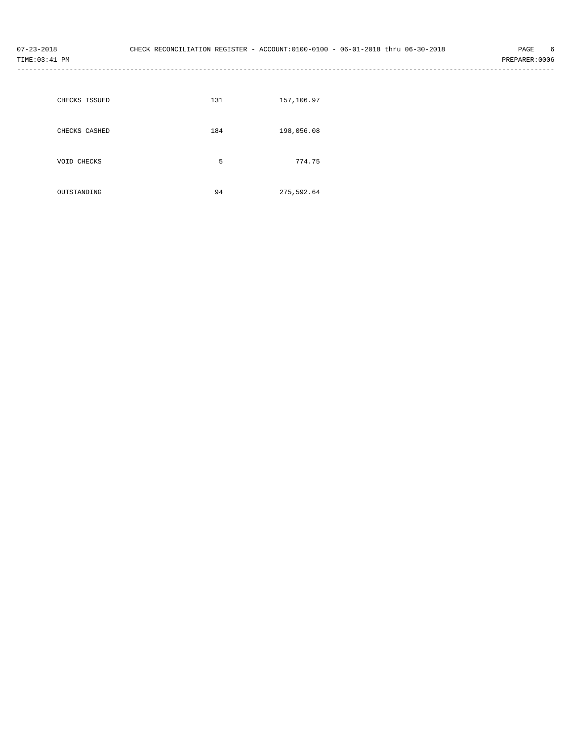| | | |
|---|---|---|
| CHECKS ISSUED | 131 | 157,106.97 |
| CHECKS CASHED | 184 | 198,056.08 |
| VOID CHECKS | 5 | 774.75 |
| OUTSTANDING | 94 | 275,592.64 |